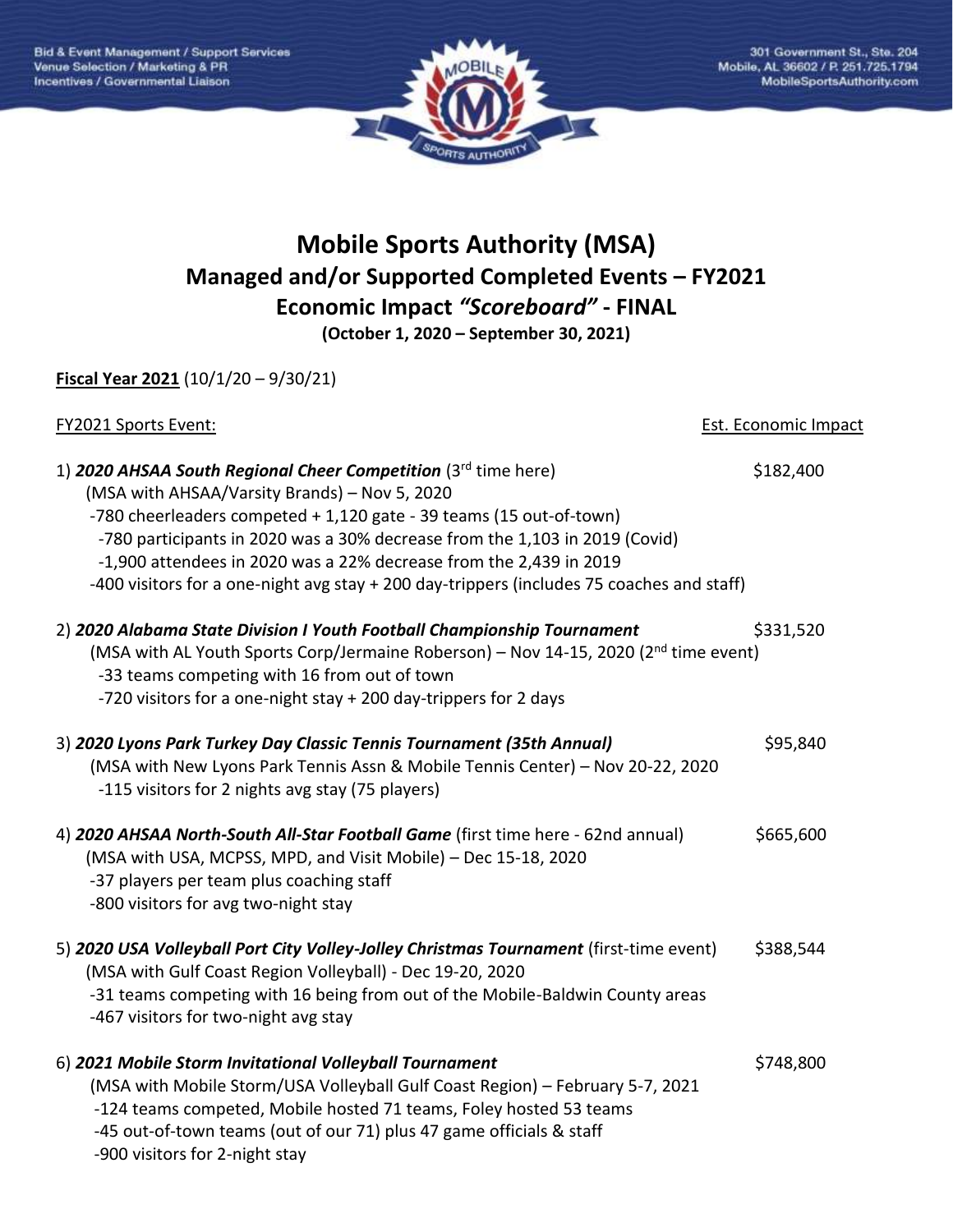Bid & Event Management / Support Services
Venue Selection / Marketing & PR
Incentives / Governmental Liaison

301 Government St., Ste. 204
Mobile, AL 36602 / P. 251.725.1794
MobileSportsAuthority.com

# Mobile Sports Authority (MSA)
## Managed and/or Supported Completed Events – FY2021
## Economic Impact *"Scoreboard"* - FINAL
**(October 1, 2020 – September 30, 2021)**

**Fiscal Year 2021** (10/1/20 – 9/30/21)

| FY2021 Sports Event: | Est. Economic Impact |
|---|---|

1) ***2020 AHSAA South Regional Cheer Competition*** (3rd time here) — **$182,400**
   (MSA with AHSAA/Varsity Brands) – Nov 5, 2020
   -780 cheerleaders competed + 1,120 gate - 39 teams (15 out-of-town)
   -780 participants in 2020 was a 30% decrease from the 1,103 in 2019 (Covid)
   -1,900 attendees in 2020 was a 22% decrease from the 2,439 in 2019
   -400 visitors for a one-night avg stay + 200 day-trippers (includes 75 coaches and staff)

2) ***2020 Alabama State Division I Youth Football Championship Tournament*** — **$331,520**
   (MSA with AL Youth Sports Corp/Jermaine Roberson) – Nov 14-15, 2020 (2nd time event)
   -33 teams competing with 16 from out of town
   -720 visitors for a one-night stay + 200 day-trippers for 2 days

3) ***2020 Lyons Park Turkey Day Classic Tennis Tournament (35th Annual)*** — **$95,840**
   (MSA with New Lyons Park Tennis Assn & Mobile Tennis Center) – Nov 20-22, 2020
   -115 visitors for 2 nights avg stay (75 players)

4) ***2020 AHSAA North-South All-Star Football Game*** (first time here - 62nd annual) — **$665,600**
   (MSA with USA, MCPSS, MPD, and Visit Mobile) – Dec 15-18, 2020
   -37 players per team plus coaching staff
   -800 visitors for avg two-night stay

5) ***2020 USA Volleyball Port City Volley-Jolley Christmas Tournament*** (first-time event) — **$388,544**
   (MSA with Gulf Coast Region Volleyball) - Dec 19-20, 2020
   -31 teams competing with 16 being from out of the Mobile-Baldwin County areas
   -467 visitors for two-night avg stay

6) ***2021 Mobile Storm Invitational Volleyball Tournament*** — **$748,800**
   (MSA with Mobile Storm/USA Volleyball Gulf Coast Region) – February 5-7, 2021
   -124 teams competed, Mobile hosted 71 teams, Foley hosted 53 teams
   -45 out-of-town teams (out of our 71) plus 47 game officials & staff
   -900 visitors for 2-night stay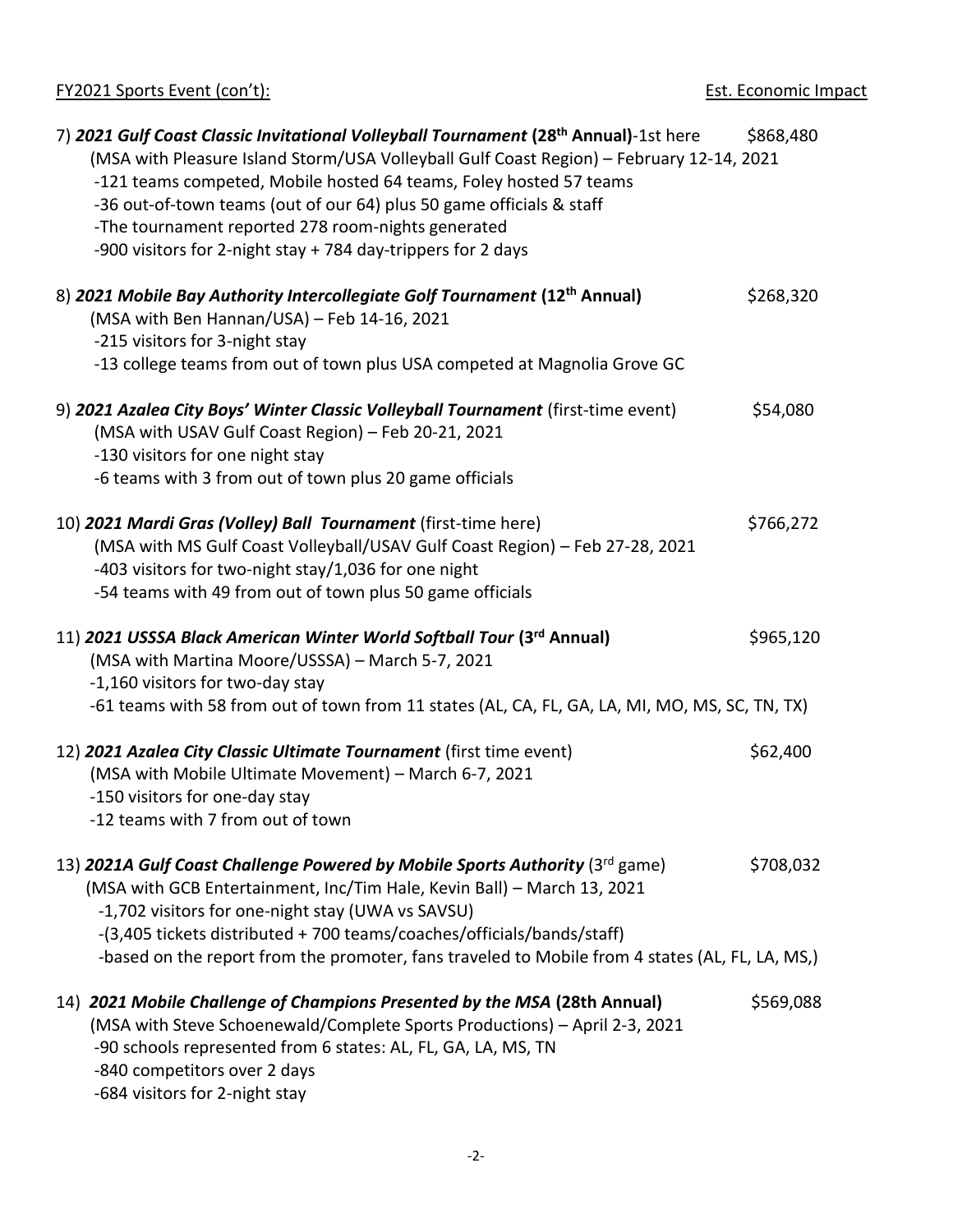<u>FY2021 Sports Event (con't):</u> <u>Est. Economic Impact</u>

7) ***2021 Gulf Coast Classic Invitational Volleyball Tournament*** **(28th Annual)**-1st here — $868,480
(MSA with Pleasure Island Storm/USA Volleyball Gulf Coast Region) – February 12-14, 2021
- -121 teams competed, Mobile hosted 64 teams, Foley hosted 57 teams
- -36 out-of-town teams (out of our 64) plus 50 game officials & staff
- -The tournament reported 278 room-nights generated
- -900 visitors for 2-night stay + 784 day-trippers for 2 days

8) ***2021 Mobile Bay Authority Intercollegiate Golf Tournament*** **(12th Annual)** — $268,320
(MSA with Ben Hannan/USA) – Feb 14-16, 2021
- -215 visitors for 3-night stay
- -13 college teams from out of town plus USA competed at Magnolia Grove GC

9) ***2021 Azalea City Boys' Winter Classic Volleyball Tournament*** (first-time event) — $54,080
(MSA with USAV Gulf Coast Region) – Feb 20-21, 2021
- -130 visitors for one night stay
- -6 teams with 3 from out of town plus 20 game officials

10) ***2021 Mardi Gras (Volley) Ball Tournament*** (first-time here) — $766,272
(MSA with MS Gulf Coast Volleyball/USAV Gulf Coast Region) – Feb 27-28, 2021
- -403 visitors for two-night stay/1,036 for one night
- -54 teams with 49 from out of town plus 50 game officials

11) ***2021 USSSA Black American Winter World Softball Tour*** **(3rd Annual)** — $965,120
(MSA with Martina Moore/USSSA) – March 5-7, 2021
- -1,160 visitors for two-day stay
- -61 teams with 58 from out of town from 11 states (AL, CA, FL, GA, LA, MI, MO, MS, SC, TN, TX)

12) ***2021 Azalea City Classic Ultimate Tournament*** (first time event) — $62,400
(MSA with Mobile Ultimate Movement) – March 6-7, 2021
- -150 visitors for one-day stay
- -12 teams with 7 from out of town

13) ***2021A Gulf Coast Challenge Powered by Mobile Sports Authority*** (3rd game) — $708,032
(MSA with GCB Entertainment, Inc/Tim Hale, Kevin Ball) – March 13, 2021
- -1,702 visitors for one-night stay (UWA vs SAVSU)
- -(3,405 tickets distributed + 700 teams/coaches/officials/bands/staff)
- -based on the report from the promoter, fans traveled to Mobile from 4 states (AL, FL, LA, MS,)

14) ***2021 Mobile Challenge of Champions Presented by the MSA*** **(28th Annual)** — $569,088
(MSA with Steve Schoenewald/Complete Sports Productions) – April 2-3, 2021
- -90 schools represented from 6 states: AL, FL, GA, LA, MS, TN
- -840 competitors over 2 days
- -684 visitors for 2-night stay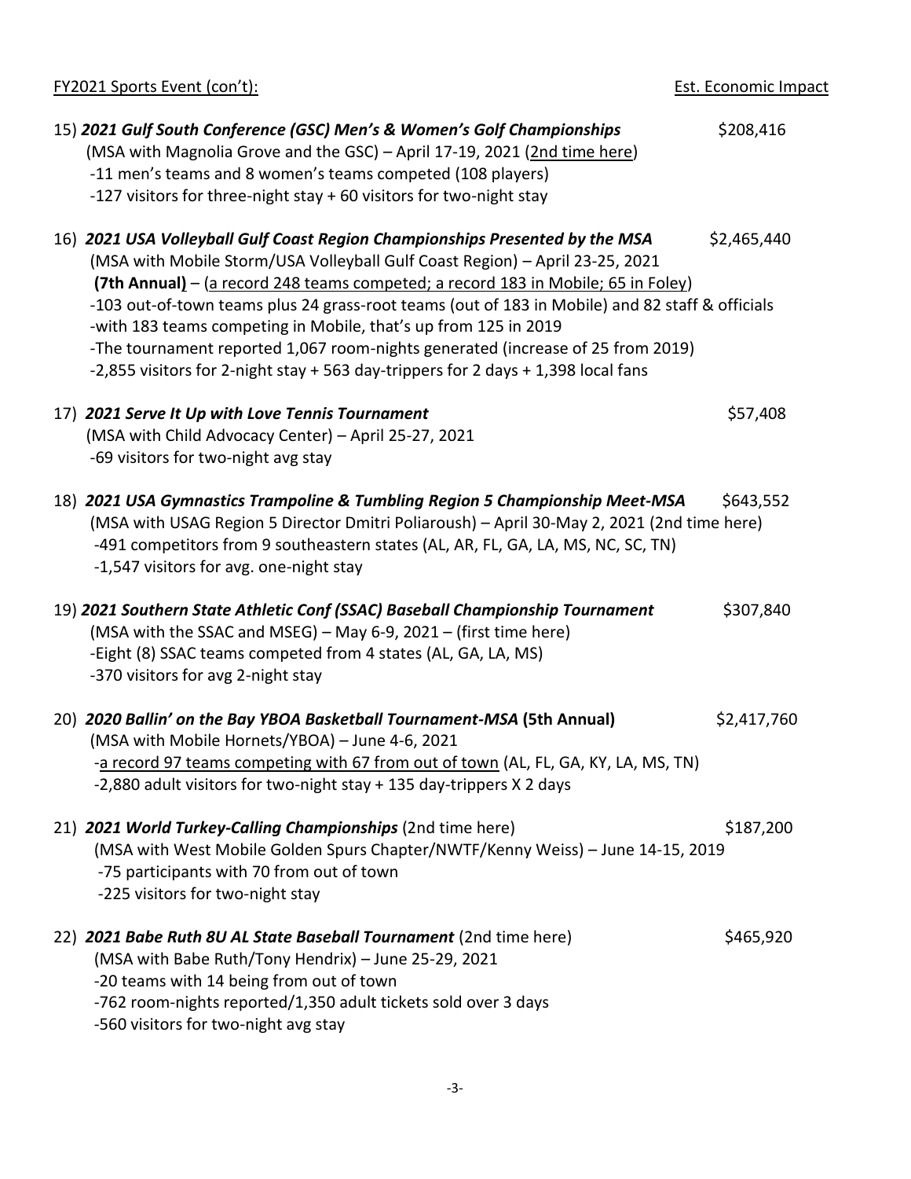<u>FY2021 Sports Event (con't):</u> <u>Est. Economic Impact</u>

15) ***2021 Gulf South Conference (GSC) Men's & Women's Golf Championships*** — $208,416
(MSA with Magnolia Grove and the GSC) – April 17-19, 2021 (<u>2nd time here</u>)
-11 men's teams and 8 women's teams competed (108 players)
-127 visitors for three-night stay + 60 visitors for two-night stay

16) ***2021 USA Volleyball Gulf Coast Region Championships Presented by the MSA*** — $2,465,440
(MSA with Mobile Storm/USA Volleyball Gulf Coast Region) – April 23-25, 2021
**(7th Annual)** – (<u>a record 248 teams competed; a record 183 in Mobile; 65 in Foley</u>)
-103 out-of-town teams plus 24 grass-root teams (out of 183 in Mobile) and 82 staff & officials
-with 183 teams competing in Mobile, that's up from 125 in 2019
-The tournament reported 1,067 room-nights generated (increase of 25 from 2019)
-2,855 visitors for 2-night stay + 563 day-trippers for 2 days + 1,398 local fans

17) ***2021 Serve It Up with Love Tennis Tournament*** — $57,408
(MSA with Child Advocacy Center) – April 25-27, 2021
-69 visitors for two-night avg stay

18) ***2021 USA Gymnastics Trampoline & Tumbling Region 5 Championship Meet-MSA*** — $643,552
(MSA with USAG Region 5 Director Dmitri Poliaroush) – April 30-May 2, 2021 (2nd time here)
-491 competitors from 9 southeastern states (AL, AR, FL, GA, LA, MS, NC, SC, TN)
-1,547 visitors for avg. one-night stay

19) ***2021 Southern State Athletic Conf (SSAC) Baseball Championship Tournament*** — $307,840
(MSA with the SSAC and MSEG) – May 6-9, 2021 – (first time here)
-Eight (8) SSAC teams competed from 4 states (AL, GA, LA, MS)
-370 visitors for avg 2-night stay

20) ***2020 Ballin' on the Bay YBOA Basketball Tournament-MSA*** **(5th Annual)** — $2,417,760
(MSA with Mobile Hornets/YBOA) – June 4-6, 2021
-<u>a record 97 teams competing with 67 from out of town</u> (AL, FL, GA, KY, LA, MS, TN)
-2,880 adult visitors for two-night stay + 135 day-trippers X 2 days

21) ***2021 World Turkey-Calling Championships*** (2nd time here) — $187,200
(MSA with West Mobile Golden Spurs Chapter/NWTF/Kenny Weiss) – June 14-15, 2019
-75 participants with 70 from out of town
-225 visitors for two-night stay

22) ***2021 Babe Ruth 8U AL State Baseball Tournament*** (2nd time here) — $465,920
(MSA with Babe Ruth/Tony Hendrix) – June 25-29, 2021
-20 teams with 14 being from out of town
-762 room-nights reported/1,350 adult tickets sold over 3 days
-560 visitors for two-night avg stay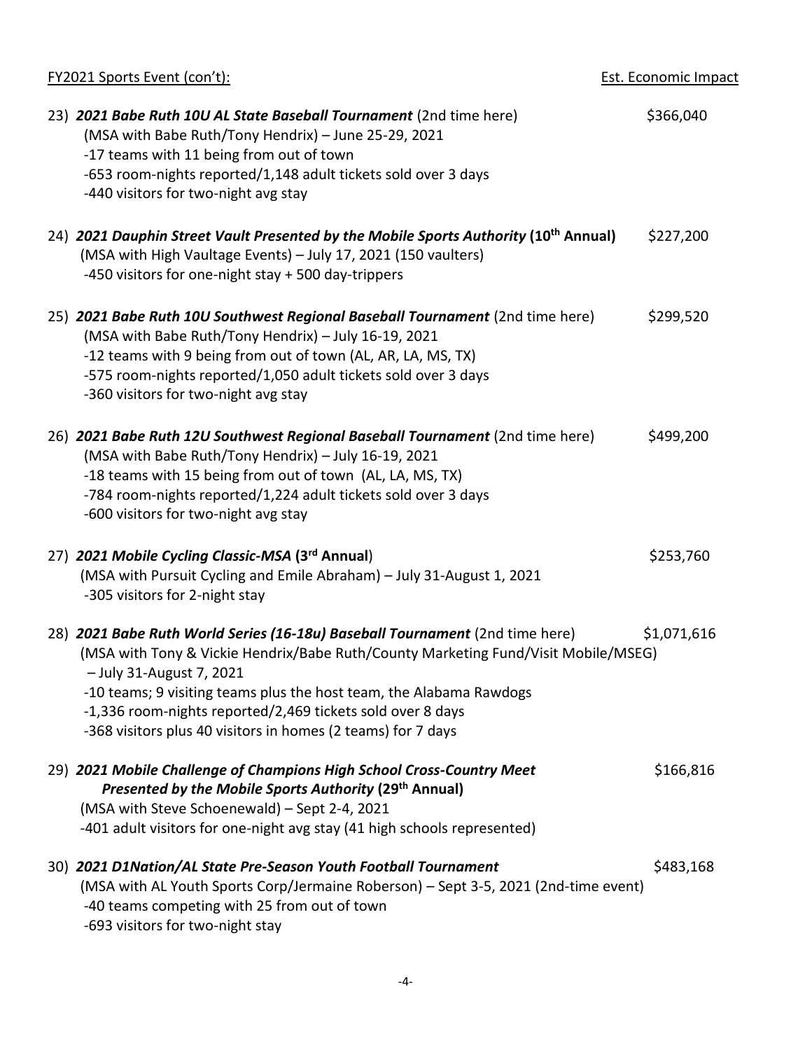<u>FY2021 Sports Event (con't):</u> | <u>Est. Economic Impact</u>

23) ***2021 Babe Ruth 10U AL State Baseball Tournament*** (2nd time here) — $366,040
(MSA with Babe Ruth/Tony Hendrix) – June 25-29, 2021
-17 teams with 11 being from out of town
-653 room-nights reported/1,148 adult tickets sold over 3 days
-440 visitors for two-night avg stay

24) ***2021 Dauphin Street Vault Presented by the Mobile Sports Authority*** **(10th Annual)** — $227,200
(MSA with High Vaultage Events) – July 17, 2021 (150 vaulters)
-450 visitors for one-night stay + 500 day-trippers

25) ***2021 Babe Ruth 10U Southwest Regional Baseball Tournament*** (2nd time here) — $299,520
(MSA with Babe Ruth/Tony Hendrix) – July 16-19, 2021
-12 teams with 9 being from out of town (AL, AR, LA, MS, TX)
-575 room-nights reported/1,050 adult tickets sold over 3 days
-360 visitors for two-night avg stay

26) ***2021 Babe Ruth 12U Southwest Regional Baseball Tournament*** (2nd time here) — $499,200
(MSA with Babe Ruth/Tony Hendrix) – July 16-19, 2021
-18 teams with 15 being from out of town (AL, LA, MS, TX)
-784 room-nights reported/1,224 adult tickets sold over 3 days
-600 visitors for two-night avg stay

27) ***2021 Mobile Cycling Classic-MSA*** **(3rd Annual)** — $253,760
(MSA with Pursuit Cycling and Emile Abraham) – July 31-August 1, 2021
-305 visitors for 2-night stay

28) ***2021 Babe Ruth World Series (16-18u) Baseball Tournament*** (2nd time here) — $1,071,616
(MSA with Tony & Vickie Hendrix/Babe Ruth/County Marketing Fund/Visit Mobile/MSEG) – July 31-August 7, 2021
-10 teams; 9 visiting teams plus the host team, the Alabama Rawdogs
-1,336 room-nights reported/2,469 tickets sold over 8 days
-368 visitors plus 40 visitors in homes (2 teams) for 7 days

29) ***2021 Mobile Challenge of Champions High School Cross-Country Meet Presented by the Mobile Sports Authority*** **(29th Annual)** — $166,816
(MSA with Steve Schoenewald) – Sept 2-4, 2021
-401 adult visitors for one-night avg stay (41 high schools represented)

30) ***2021 D1Nation/AL State Pre-Season Youth Football Tournament*** — $483,168
(MSA with AL Youth Sports Corp/Jermaine Roberson) – Sept 3-5, 2021 (2nd-time event)
-40 teams competing with 25 from out of town
-693 visitors for two-night stay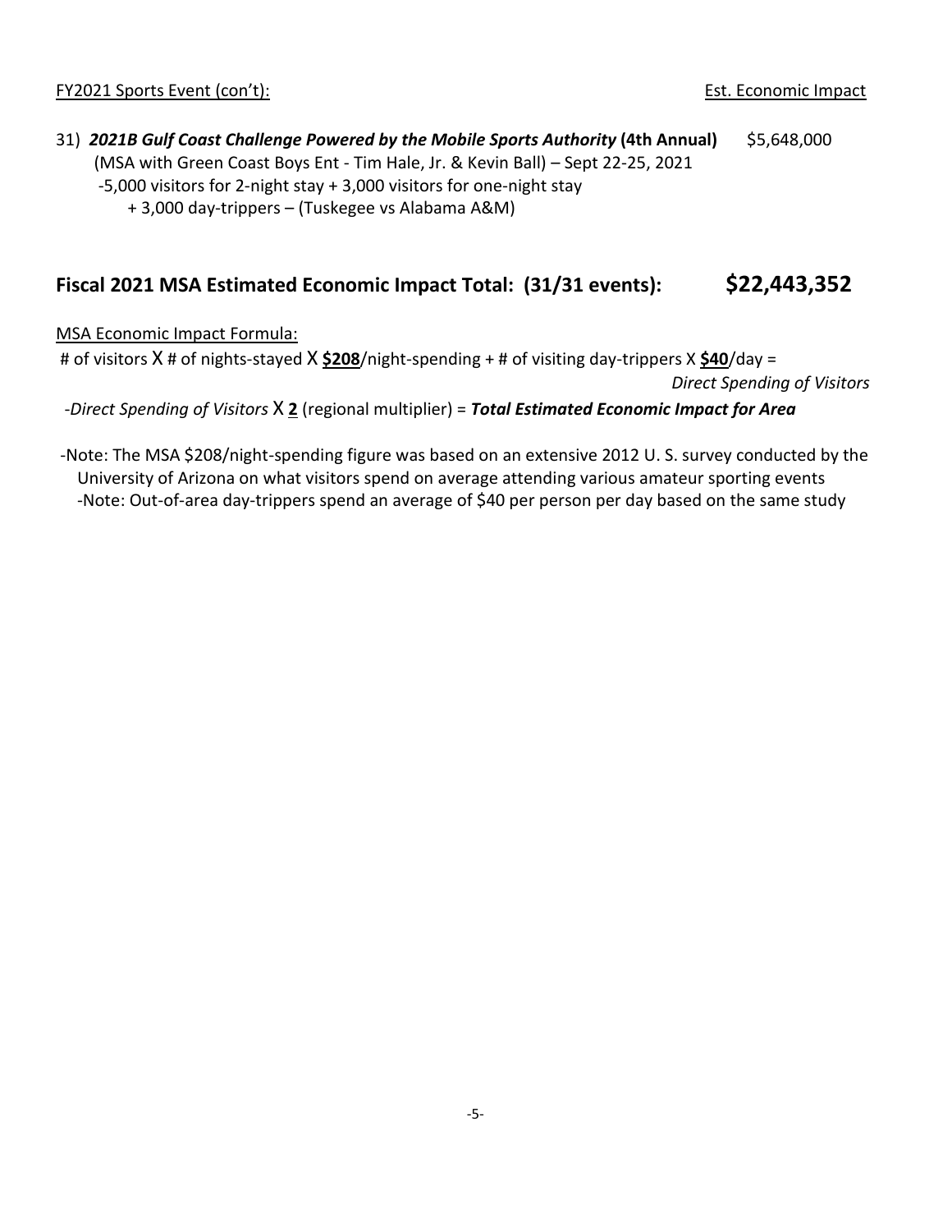FY2021 Sports Event (con't): Est. Economic Impact

31) ***2021B Gulf Coast Challenge Powered by the Mobile Sports Authority* (4th Annual)** $5,648,000
(MSA with Green Coast Boys Ent - Tim Hale, Jr. & Kevin Ball) – Sept 22-25, 2021
-5,000 visitors for 2-night stay + 3,000 visitors for one-night stay
+ 3,000 day-trippers – (Tuskegee vs Alabama A&M)

## Fiscal 2021 MSA Estimated Economic Impact Total: (31/31 events): $22,443,352

MSA Economic Impact Formula:

# of visitors X # of nights-stayed X **$208**/night-spending + # of visiting day-trippers X **$40**/day = *Direct Spending of Visitors*

-*Direct Spending of Visitors* X **2** (regional multiplier) = ***Total Estimated Economic Impact for Area***

-Note: The MSA $208/night-spending figure was based on an extensive 2012 U. S. survey conducted by the University of Arizona on what visitors spend on average attending various amateur sporting events
-Note: Out-of-area day-trippers spend an average of $40 per person per day based on the same study